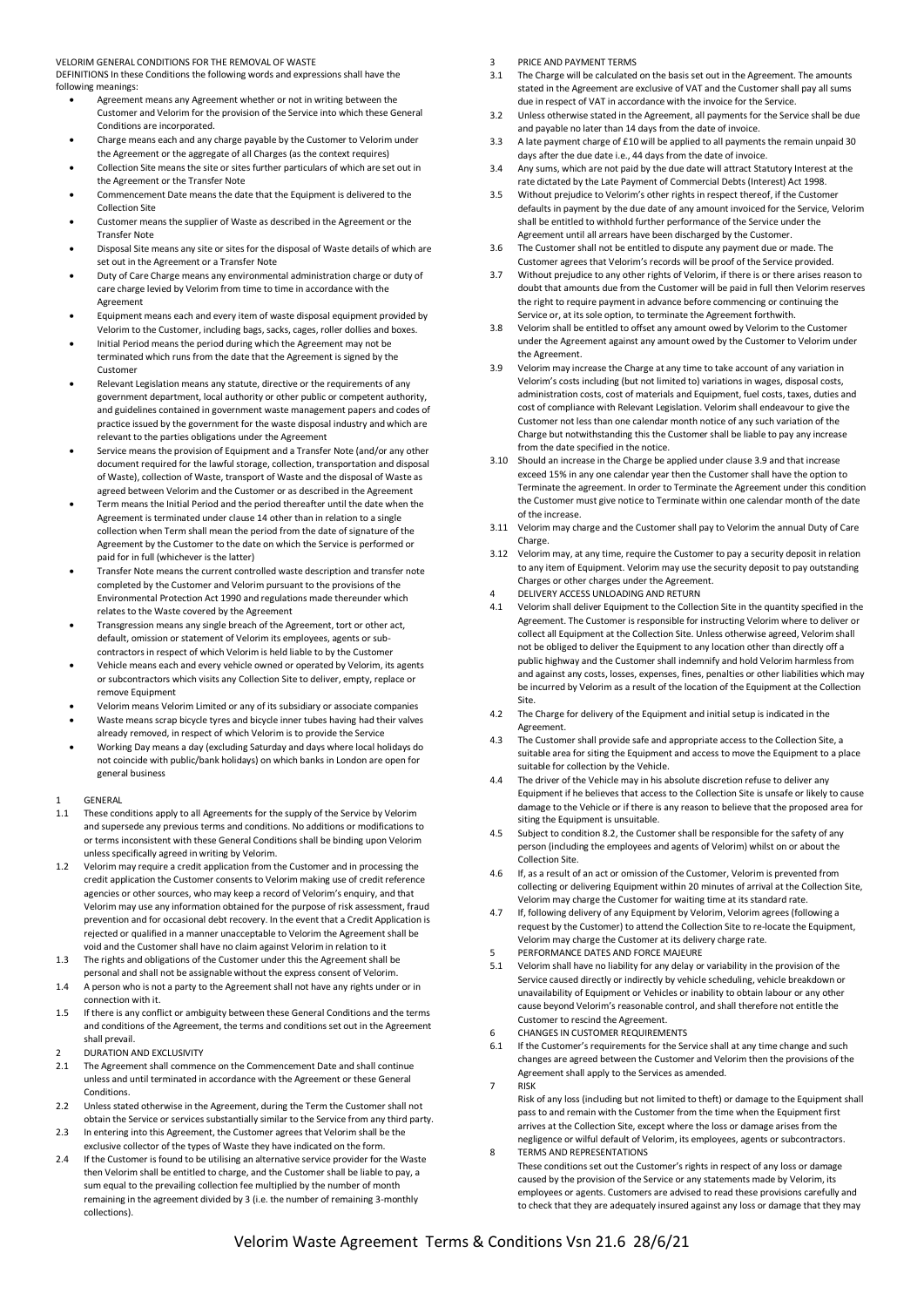VELORIM GENERAL CONDITIONS FOR THE REMOVAL OF WASTE

DEFINITIONS In these Conditions the following words and expressions shall have the following meanings:

- Agreement means any Agreement whether or not in writing between the Customer and Velorim for the provision of the Service into which these General Conditions are incorporated.
- Charge means each and any charge payable by the Customer to Velorim under the Agreement or the aggregate of all Charges (as the context requires)
- Collection Site means the site or sites further particulars of which are set out in the Agreement or the Transfer Note
- Commencement Date means the date that the Equipment is delivered to the Collection Site
- Customer means the supplier of Waste as described in the Agreement or the Transfer Note
- Disposal Site means any site or sites for the disposal of Waste details of which are set out in the Agreement or a Transfer Note
- Duty of Care Charge means any environmental administration charge or duty of care charge levied by Velorim from time to time in accordance with the Agreement
- Equipment means each and every item of waste disposal equipment provided by Velorim to the Customer, including bags, sacks, cages, roller dollies and boxes.
- Initial Period means the period during which the Agreement may not be terminated which runs from the date that the Agreement is signed by the Customer
- Relevant Legislation means any statute, directive or the requirements of any government department, local authority or other public or competent authority, and guidelines contained in government waste management papers and codes of practice issued by the government for the waste disposal industry and which are relevant to the parties obligations under the Agreement
- Service means the provision of Equipment and a Transfer Note (and/or any other document required for the lawful storage, collection, transportation and disposal of Waste), collection of Waste, transport of Waste and the disposal of Waste as agreed between Velorim and the Customer or as described in the Agreement
- Term means the Initial Period and the period thereafter until the date when the Agreement is terminated under clause 14 other than in relation to a single collection when Term shall mean the period from the date of signature of the Agreement by the Customer to the date on which the Service is performed or paid for in full (whichever is the latter)
- Transfer Note means the current controlled waste description and transfer note completed by the Customer and Velorim pursuant to the provisions of the Environmental Protection Act 1990 and regulations made thereunder which relates to the Waste covered by the Agreement
- Transgression means any single breach of the Agreement, tort or other act, default, omission or statement of Velorim its employees, agents or sub-contractors in respect of which Velorim is held liable to by the Customer
- Vehicle means each and every vehicle owned or operated by Velorim, its agents or subcontractors which visits any Collection Site to deliver, empty, replace or remove Equipment
- Velorim means Velorim Limited or any of its subsidiary or associate companies
- Waste means scrap bicycle tyres and bicycle inner tubes having had their valves already removed, in respect of which Velorim is to provide the Service
- Working Day means a day (excluding Saturday and days where local holidays do not coincide with public/bank holidays) on which banks in London are open for general business

1 GENERAL

1.1 These conditions apply to all Agreements for the supply of the Service by Velorim and supersede any previous terms and conditions. No additions or modifications to or terms inconsistent with these General Conditions shall be binding upon Velorim unless specifically agreed in writing by Velorim.

1.2 Velorim may require a credit application from the Customer and in processing the credit application the Customer consents to Velorim making use of credit reference agencies or other sources, who may keep a record of Velorim's enquiry, and that Velorim may use any information obtained for the purpose of risk assessment, fraud prevention and for occasional debt recovery. In the event that a Credit Application is rejected or qualified in a manner unacceptable to Velorim the Agreement shall be void and the Customer shall have no claim against Velorim in relation to it

1.3 The rights and obligations of the Customer under this the Agreement shall be personal and shall not be assignable without the express consent of Velorim.

1.4 A person who is not a party to the Agreement shall not have any rights under or in connection with it.

1.5 If there is any conflict or ambiguity between these General Conditions and the terms and conditions of the Agreement, the terms and conditions set out in the Agreement shall prevail.

2 DURATION AND EXCLUSIVITY

2.1 The Agreement shall commence on the Commencement Date and shall continue unless and until terminated in accordance with the Agreement or these General Conditions.

2.2 Unless stated otherwise in the Agreement, during the Term the Customer shall not obtain the Service or services substantially similar to the Service from any third party.

2.3 In entering into this Agreement, the Customer agrees that Velorim shall be the exclusive collector of the types of Waste they have indicated on the form.

2.4 If the Customer is found to be utilising an alternative service provider for the Waste then Velorim shall be entitled to charge, and the Customer shall be liable to pay, a sum equal to the prevailing collection fee multiplied by the number of month remaining in the agreement divided by 3 (i.e. the number of remaining 3-monthly collections).

3 PRICE AND PAYMENT TERMS

3.1 The Charge will be calculated on the basis set out in the Agreement. The amounts stated in the Agreement are exclusive of VAT and the Customer shall pay all sums due in respect of VAT in accordance with the invoice for the Service.

3.2 Unless otherwise stated in the Agreement, all payments for the Service shall be due and payable no later than 14 days from the date of invoice.

3.3 A late payment charge of £10 will be applied to all payments the remain unpaid 30 days after the due date i.e., 44 days from the date of invoice.

3.4 Any sums, which are not paid by the due date will attract Statutory Interest at the rate dictated by the Late Payment of Commercial Debts (Interest) Act 1998.

3.5 Without prejudice to Velorim's other rights in respect thereof, if the Customer defaults in payment by the due date of any amount invoiced for the Service, Velorim shall be entitled to withhold further performance of the Service under the Agreement until all arrears have been discharged by the Customer.

3.6 The Customer shall not be entitled to dispute any payment due or made. The Customer agrees that Velorim's records will be proof of the Service provided.

3.7 Without prejudice to any other rights of Velorim, if there is or there arises reason to doubt that amounts due from the Customer will be paid in full then Velorim reserves the right to require payment in advance before commencing or continuing the Service or, at its sole option, to terminate the Agreement forthwith.

3.8 Velorim shall be entitled to offset any amount owed by Velorim to the Customer under the Agreement against any amount owed by the Customer to Velorim under the Agreement.

3.9 Velorim may increase the Charge at any time to take account of any variation in Velorim's costs including (but not limited to) variations in wages, disposal costs, administration costs, cost of materials and Equipment, fuel costs, taxes, duties and cost of compliance with Relevant Legislation. Velorim shall endeavour to give the Customer not less than one calendar month notice of any such variation of the Charge but notwithstanding this the Customer shall be liable to pay any increase from the date specified in the notice.

3.10 Should an increase in the Charge be applied under clause 3.9 and that increase exceed 15% in any one calendar year then the Customer shall have the option to Terminate the agreement. In order to Terminate the Agreement under this condition the Customer must give notice to Terminate within one calendar month of the date of the increase.

3.11 Velorim may charge and the Customer shall pay to Velorim the annual Duty of Care Charge.

3.12 Velorim may, at any time, require the Customer to pay a security deposit in relation to any item of Equipment. Velorim may use the security deposit to pay outstanding Charges or other charges under the Agreement.

4 DELIVERY ACCESS UNLOADING AND RETURN

4.1 Velorim shall deliver Equipment to the Collection Site in the quantity specified in the Agreement. The Customer is responsible for instructing Velorim where to deliver or collect all Equipment at the Collection Site. Unless otherwise agreed, Velorim shall not be obliged to deliver the Equipment to any location other than directly off a public highway and the Customer shall indemnify and hold Velorim harmless from and against any costs, losses, expenses, fines, penalties or other liabilities which may be incurred by Velorim as a result of the location of the Equipment at the Collection Site.

4.2 The Charge for delivery of the Equipment and initial setup is indicated in the Agreement.

4.3 The Customer shall provide safe and appropriate access to the Collection Site, a suitable area for siting the Equipment and access to move the Equipment to a place suitable for collection by the Vehicle.

4.4 The driver of the Vehicle may in his absolute discretion refuse to deliver any Equipment if he believes that access to the Collection Site is unsafe or likely to cause damage to the Vehicle or if there is any reason to believe that the proposed area for siting the Equipment is unsuitable.

4.5 Subject to condition 8.2, the Customer shall be responsible for the safety of any person (including the employees and agents of Velorim) whilst on or about the Collection Site.

4.6 If, as a result of an act or omission of the Customer, Velorim is prevented from collecting or delivering Equipment within 20 minutes of arrival at the Collection Site, Velorim may charge the Customer for waiting time at its standard rate.

4.7 If, following delivery of any Equipment by Velorim, Velorim agrees (following a request by the Customer) to attend the Collection Site to re-locate the Equipment, Velorim may charge the Customer at its delivery charge rate.

5 PERFORMANCE DATES AND FORCE MAJEURE

5.1 Velorim shall have no liability for any delay or variability in the provision of the Service caused directly or indirectly by vehicle scheduling, vehicle breakdown or unavailability of Equipment or Vehicles or inability to obtain labour or any other cause beyond Velorim's reasonable control, and shall therefore not entitle the Customer to rescind the Agreement.

6 CHANGES IN CUSTOMER REQUIREMENTS

6.1 If the Customer's requirements for the Service shall at any time change and such changes are agreed between the Customer and Velorim then the provisions of the Agreement shall apply to the Services as amended.

7 RISK

Risk of any loss (including but not limited to theft) or damage to the Equipment shall pass to and remain with the Customer from the time when the Equipment first arrives at the Collection Site, except where the loss or damage arises from the negligence or wilful default of Velorim, its employees, agents or subcontractors.

8 TERMS AND REPRESENTATIONS

These conditions set out the Customer's rights in respect of any loss or damage caused by the provision of the Service or any statements made by Velorim, its employees or agents. Customers are advised to read these provisions carefully and to check that they are adequately insured against any loss or damage that they may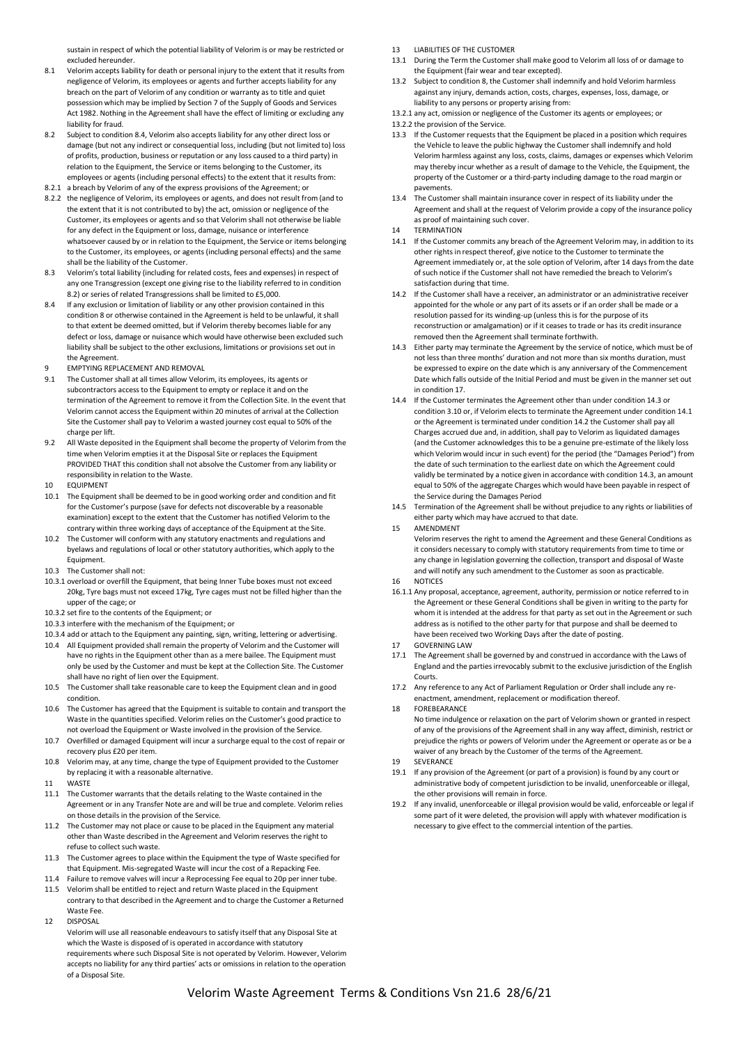sustain in respect of which the potential liability of Velorim is or may be restricted or excluded hereunder.

8.1 Velorim accepts liability for death or personal injury to the extent that it results from negligence of Velorim, its employees or agents and further accepts liability for any breach on the part of Velorim of any condition or warranty as to title and quiet possession which may be implied by Section 7 of the Supply of Goods and Services Act 1982. Nothing in the Agreement shall have the effect of limiting or excluding any liability for fraud.

8.2 Subject to condition 8.4, Velorim also accepts liability for any other direct loss or damage (but not any indirect or consequential loss, including (but not limited to) loss of profits, production, business or reputation or any loss caused to a third party) in relation to the Equipment, the Service or items belonging to the Customer, its employees or agents (including personal effects) to the extent that it results from:

8.2.1 a breach by Velorim of any of the express provisions of the Agreement; or

8.2.2 the negligence of Velorim, its employees or agents, and does not result from (and to the extent that it is not contributed to by) the act, omission or negligence of the Customer, its employees or agents and so that Velorim shall not otherwise be liable for any defect in the Equipment or loss, damage, nuisance or interference whatsoever caused by or in relation to the Equipment, the Service or items belonging to the Customer, its employees, or agents (including personal effects) and the same shall be the liability of the Customer.

8.3 Velorim's total liability (including for related costs, fees and expenses) in respect of any one Transgression (except one giving rise to the liability referred to in condition 8.2) or series of related Transgressions shall be limited to £5,000.

8.4 If any exclusion or limitation of liability or any other provision contained in this condition 8 or otherwise contained in the Agreement is held to be unlawful, it shall to that extent be deemed omitted, but if Velorim thereby becomes liable for any defect or loss, damage or nuisance which would have otherwise been excluded such liability shall be subject to the other exclusions, limitations or provisions set out in the Agreement.

9 EMPTYING REPLACEMENT AND REMOVAL

9.1 The Customer shall at all times allow Velorim, its employees, its agents or subcontractors access to the Equipment to empty or replace it and on the termination of the Agreement to remove it from the Collection Site. In the event that Velorim cannot access the Equipment within 20 minutes of arrival at the Collection Site the Customer shall pay to Velorim a wasted journey cost equal to 50% of the charge per lift.

9.2 All Waste deposited in the Equipment shall become the property of Velorim from the time when Velorim empties it at the Disposal Site or replaces the Equipment PROVIDED THAT this condition shall not absolve the Customer from any liability or responsibility in relation to the Waste.

10 EQUIPMENT

10.1 The Equipment shall be deemed to be in good working order and condition and fit for the Customer's purpose (save for defects not discoverable by a reasonable examination) except to the extent that the Customer has notified Velorim to the contrary within three working days of acceptance of the Equipment at the Site.

10.2 The Customer will conform with any statutory enactments and regulations and byelaws and regulations of local or other statutory authorities, which apply to the Equipment.

10.3 The Customer shall not:

10.3.1 overload or overfill the Equipment, that being Inner Tube boxes must not exceed 20kg, Tyre bags must not exceed 17kg, Tyre cages must not be filled higher than the upper of the cage; or

10.3.2 set fire to the contents of the Equipment; or

10.3.3 interfere with the mechanism of the Equipment; or

10.3.4 add or attach to the Equipment any painting, sign, writing, lettering or advertising.

10.4 All Equipment provided shall remain the property of Velorim and the Customer will have no rights in the Equipment other than as a mere bailee. The Equipment must only be used by the Customer and must be kept at the Collection Site. The Customer shall have no right of lien over the Equipment.

10.5 The Customer shall take reasonable care to keep the Equipment clean and in good condition.

10.6 The Customer has agreed that the Equipment is suitable to contain and transport the Waste in the quantities specified. Velorim relies on the Customer's good practice to not overload the Equipment or Waste involved in the provision of the Service.

10.7 Overfilled or damaged Equipment will incur a surcharge equal to the cost of repair or recovery plus £20 per item.

10.8 Velorim may, at any time, change the type of Equipment provided to the Customer by replacing it with a reasonable alternative.

11 WASTE

11.1 The Customer warrants that the details relating to the Waste contained in the Agreement or in any Transfer Note are and will be true and complete. Velorim relies on those details in the provision of the Service.

11.2 The Customer may not place or cause to be placed in the Equipment any material other than Waste described in the Agreement and Velorim reserves the right to refuse to collect such waste.

11.3 The Customer agrees to place within the Equipment the type of Waste specified for that Equipment. Mis-segregated Waste will incur the cost of a Repacking Fee.

11.4 Failure to remove valves will incur a Reprocessing Fee equal to 20p per inner tube.

11.5 Velorim shall be entitled to reject and return Waste placed in the Equipment contrary to that described in the Agreement and to charge the Customer a Returned Waste Fee.

12 DISPOSAL

Velorim will use all reasonable endeavours to satisfy itself that any Disposal Site at which the Waste is disposed of is operated in accordance with statutory requirements where such Disposal Site is not operated by Velorim. However, Velorim accepts no liability for any third parties' acts or omissions in relation to the operation of a Disposal Site.

13 LIABILITIES OF THE CUSTOMER

13.1 During the Term the Customer shall make good to Velorim all loss of or damage to the Equipment (fair wear and tear excepted).

13.2 Subject to condition 8, the Customer shall indemnify and hold Velorim harmless against any injury, demands action, costs, charges, expenses, loss, damage, or liability to any persons or property arising from:

13.2.1 any act, omission or negligence of the Customer its agents or employees; or

13.2.2 the provision of the Service.

13.3 If the Customer requests that the Equipment be placed in a position which requires the Vehicle to leave the public highway the Customer shall indemnify and hold Velorim harmless against any loss, costs, claims, damages or expenses which Velorim may thereby incur whether as a result of damage to the Vehicle, the Equipment, the property of the Customer or a third-party including damage to the road margin or pavements.

13.4 The Customer shall maintain insurance cover in respect of its liability under the Agreement and shall at the request of Velorim provide a copy of the insurance policy as proof of maintaining such cover.

14 TERMINATION

14.1 If the Customer commits any breach of the Agreement Velorim may, in addition to its other rights in respect thereof, give notice to the Customer to terminate the Agreement immediately or, at the sole option of Velorim, after 14 days from the date of such notice if the Customer shall not have remedied the breach to Velorim's satisfaction during that time.

14.2 If the Customer shall have a receiver, an administrator or an administrative receiver appointed for the whole or any part of its assets or if an order shall be made or a resolution passed for its winding-up (unless this is for the purpose of its reconstruction or amalgamation) or if it ceases to trade or has its credit insurance removed then the Agreement shall terminate forthwith.

14.3 Either party may terminate the Agreement by the service of notice, which must be of not less than three months' duration and not more than six months duration, must be expressed to expire on the date which is any anniversary of the Commencement Date which falls outside of the Initial Period and must be given in the manner set out in condition 17.

14.4 If the Customer terminates the Agreement other than under condition 14.3 or condition 3.10 or, if Velorim elects to terminate the Agreement under condition 14.1 or the Agreement is terminated under condition 14.2 the Customer shall pay all Charges accrued due and, in addition, shall pay to Velorim as liquidated damages (and the Customer acknowledges this to be a genuine pre-estimate of the likely loss which Velorim would incur in such event) for the period (the "Damages Period") from the date of such termination to the earliest date on which the Agreement could validly be terminated by a notice given in accordance with condition 14.3, an amount equal to 50% of the aggregate Charges which would have been payable in respect of the Service during the Damages Period

14.5 Termination of the Agreement shall be without prejudice to any rights or liabilities of either party which may have accrued to that date.

15 AMENDMENT

Velorim reserves the right to amend the Agreement and these General Conditions as it considers necessary to comply with statutory requirements from time to time or any change in legislation governing the collection, transport and disposal of Waste and will notify any such amendment to the Customer as soon as practicable.

16 NOTICES

16.1.1 Any proposal, acceptance, agreement, authority, permission or notice referred to in the Agreement or these General Conditions shall be given in writing to the party for whom it is intended at the address for that party as set out in the Agreement or such address as is notified to the other party for that purpose and shall be deemed to have been received two Working Days after the date of posting.

17 GOVERNING LAW

17.1 The Agreement shall be governed by and construed in accordance with the Laws of England and the parties irrevocably submit to the exclusive jurisdiction of the English Courts.

17.2 Any reference to any Act of Parliament Regulation or Order shall include any re-enactment, amendment, replacement or modification thereof.

18 FOREBEARANCE

No time indulgence or relaxation on the part of Velorim shown or granted in respect of any of the provisions of the Agreement shall in any way affect, diminish, restrict or prejudice the rights or powers of Velorim under the Agreement or operate as or be a waiver of any breach by the Customer of the terms of the Agreement.

19 SEVERANCE

19.1 If any provision of the Agreement (or part of a provision) is found by any court or administrative body of competent jurisdiction to be invalid, unenforceable or illegal, the other provisions will remain in force.

19.2 If any invalid, unenforceable or illegal provision would be valid, enforceable or legal if some part of it were deleted, the provision will apply with whatever modification is necessary to give effect to the commercial intention of the parties.